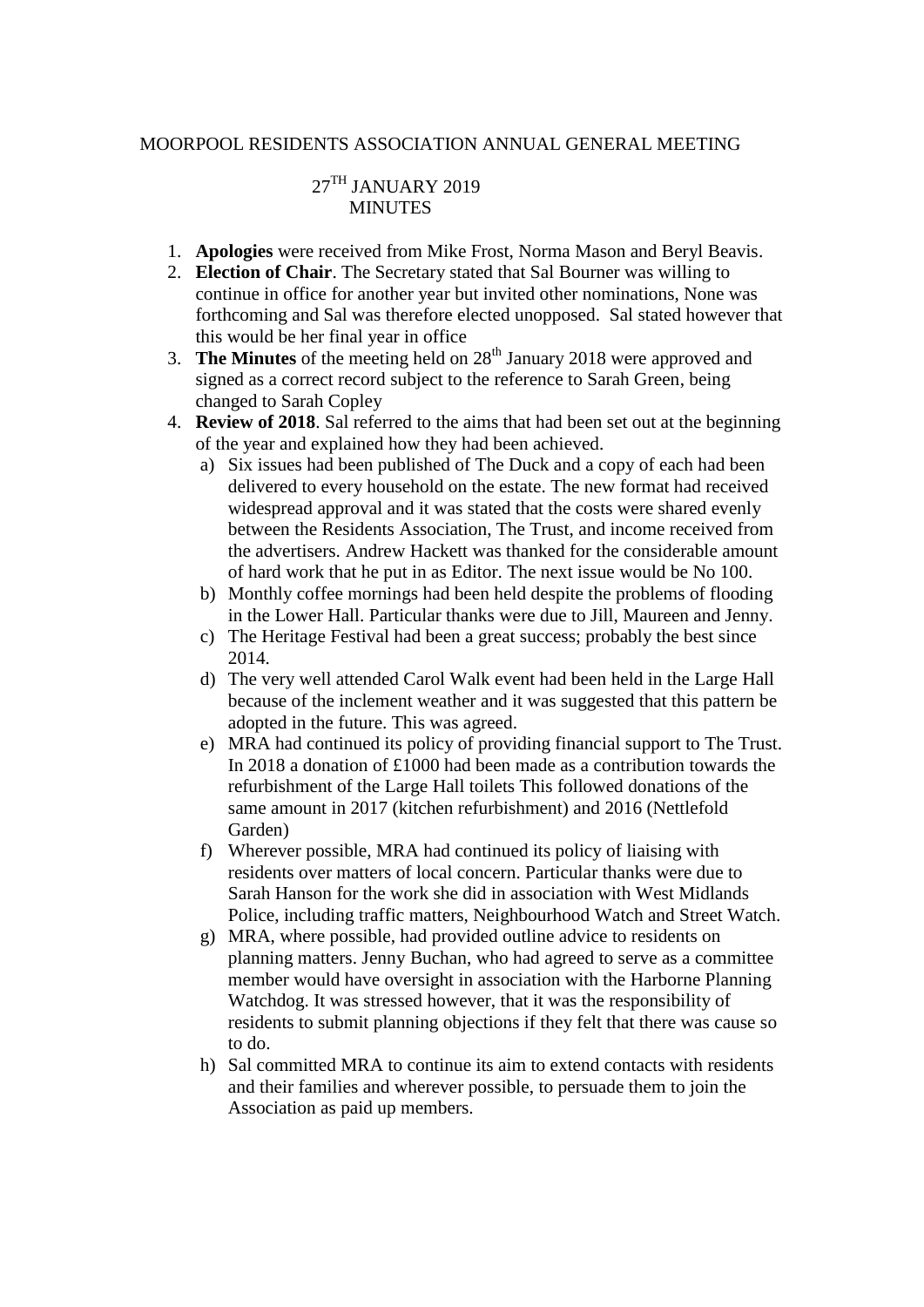MOORPOOL RESIDENTS ASSOCIATION ANNUAL GENERAL MEETING

27TH JANUARY 2019
MINUTES

1. **Apologies** were received from Mike Frost, Norma Mason and Beryl Beavis.
2. **Election of Chair**. The Secretary stated that Sal Bourner was willing to continue in office for another year but invited other nominations, None was forthcoming and Sal was therefore elected unopposed. Sal stated however that this would be her final year in office
3. **The Minutes** of the meeting held on 28th January 2018 were approved and signed as a correct record subject to the reference to Sarah Green, being changed to Sarah Copley
4. **Review of 2018**. Sal referred to the aims that had been set out at the beginning of the year and explained how they had been achieved.
   a) Six issues had been published of The Duck and a copy of each had been delivered to every household on the estate. The new format had received widespread approval and it was stated that the costs were shared evenly between the Residents Association, The Trust, and income received from the advertisers. Andrew Hackett was thanked for the considerable amount of hard work that he put in as Editor. The next issue would be No 100.
   b) Monthly coffee mornings had been held despite the problems of flooding in the Lower Hall. Particular thanks were due to Jill, Maureen and Jenny.
   c) The Heritage Festival had been a great success; probably the best since 2014.
   d) The very well attended Carol Walk event had been held in the Large Hall because of the inclement weather and it was suggested that this pattern be adopted in the future. This was agreed.
   e) MRA had continued its policy of providing financial support to The Trust. In 2018 a donation of £1000 had been made as a contribution towards the refurbishment of the Large Hall toilets This followed donations of the same amount in 2017 (kitchen refurbishment) and 2016 (Nettlefold Garden)
   f) Wherever possible, MRA had continued its policy of liaising with residents over matters of local concern. Particular thanks were due to Sarah Hanson for the work she did in association with West Midlands Police, including traffic matters, Neighbourhood Watch and Street Watch.
   g) MRA, where possible, had provided outline advice to residents on planning matters. Jenny Buchan, who had agreed to serve as a committee member would have oversight in association with the Harborne Planning Watchdog. It was stressed however, that it was the responsibility of residents to submit planning objections if they felt that there was cause so to do.
   h) Sal committed MRA to continue its aim to extend contacts with residents and their families and wherever possible, to persuade them to join the Association as paid up members.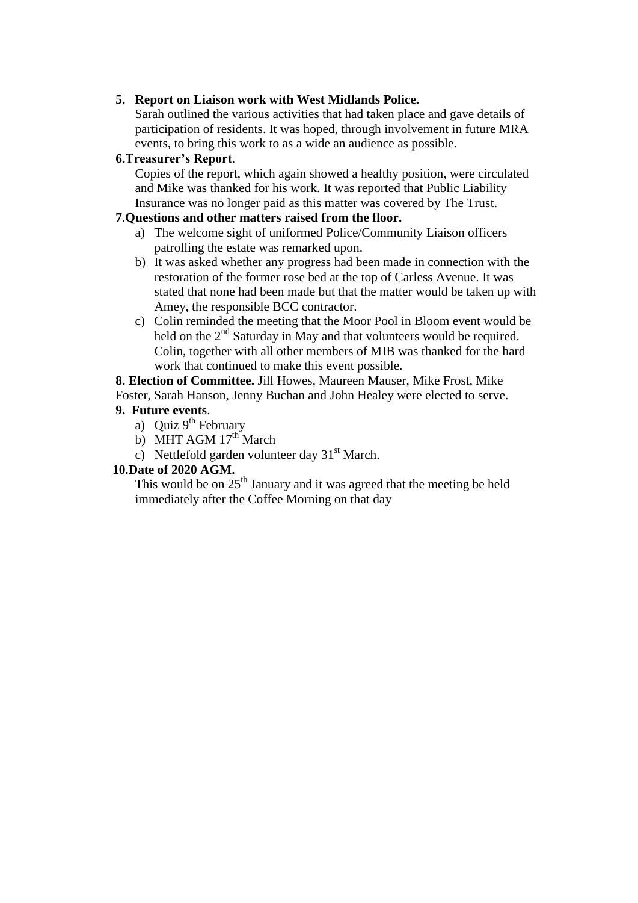5. **Report on Liaison work with West Midlands Police.**

   Sarah outlined the various activities that had taken place and gave details of participation of residents. It was hoped, through involvement in future MRA events, to bring this work to as a wide an audience as possible.

6. **Treasurer's Report**.

   Copies of the report, which again showed a healthy position, were circulated and Mike was thanked for his work. It was reported that Public Liability Insurance was no longer paid as this matter was covered by The Trust.

7. **Questions and other matters raised from the floor.**

   a) The welcome sight of uniformed Police/Community Liaison officers patrolling the estate was remarked upon.

   b) It was asked whether any progress had been made in connection with the restoration of the former rose bed at the top of Carless Avenue. It was stated that none had been made but that the matter would be taken up with Amey, the responsible BCC contractor.

   c) Colin reminded the meeting that the Moor Pool in Bloom event would be held on the 2nd Saturday in May and that volunteers would be required. Colin, together with all other members of MIB was thanked for the hard work that continued to make this event possible.

8. **Election of Committee.** Jill Howes, Maureen Mauser, Mike Frost, Mike Foster, Sarah Hanson, Jenny Buchan and John Healey were elected to serve.

9. **Future events**.

   a) Quiz 9th February

   b) MHT AGM 17th March

   c) Nettlefold garden volunteer day 31st March.

10. **Date of 2020 AGM.**

    This would be on 25th January and it was agreed that the meeting be held immediately after the Coffee Morning on that day